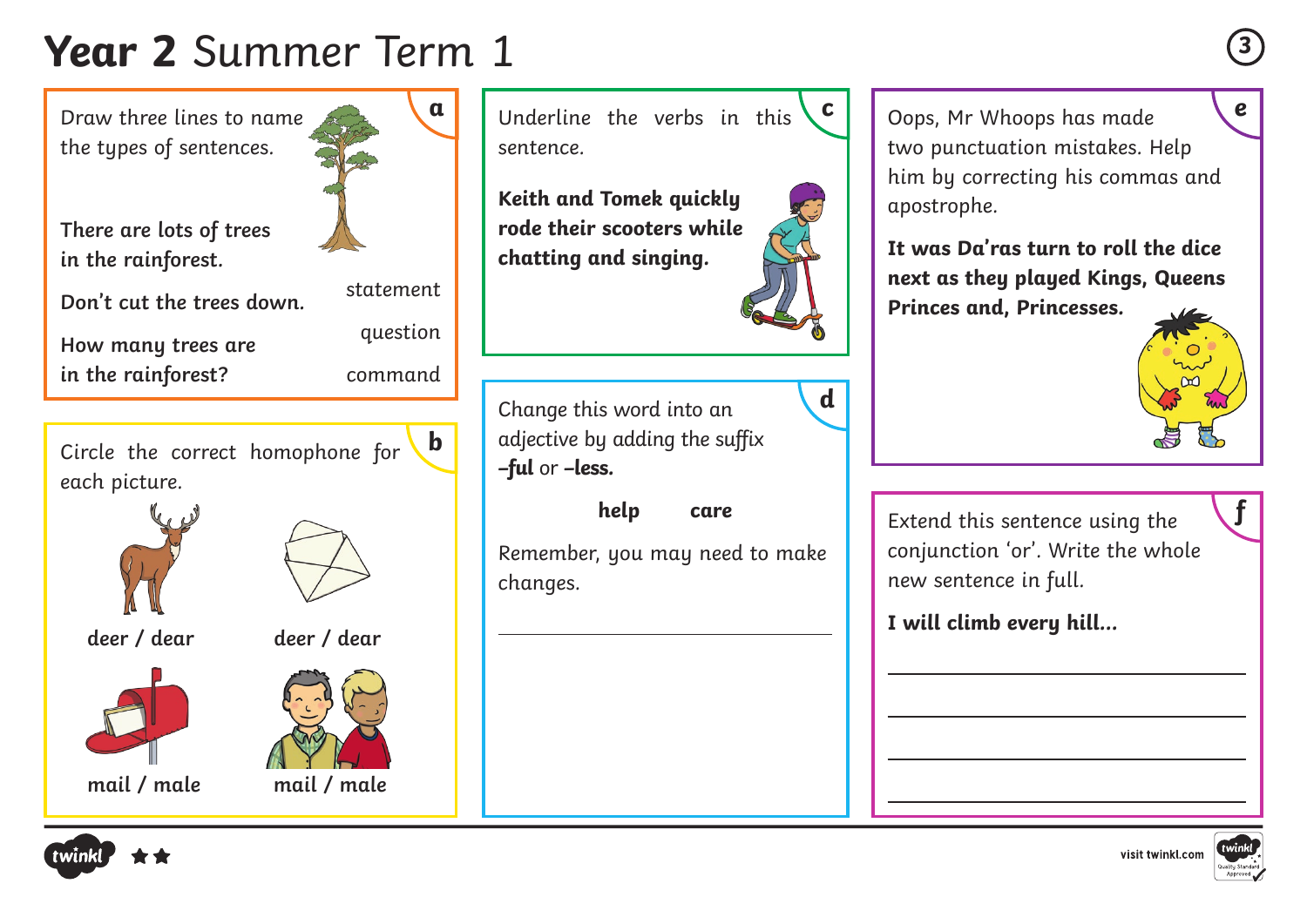# **Year 2** Summer Term 1

## a

Draw three lines to name the types of sentences.

There are lots of trees in the rainforest.

Don't cut the trees down.

How many trees are in the rainforest?

statement

question

command

## b

Circle the correct homophone for each picture.

**deer / dear**

**deer / dear**

**mail / male**

**mail / male**

## c

Underline the verbs in this sentence.

**Keith and Tomek quickly rode their scooters while chatting and singing.**

## d

Change this word into an adjective by adding the suffix **–ful** or **–less.**

**help** **care**

Remember, you may need to make changes.

___________________________

## e

Oops, Mr Whoops has made two punctuation mistakes. Help him by correcting his commas and apostrophe.

**It was Da'ras turn to roll the dice next as they played Kings, Queens Princes and, Princesses.**

## f

Extend this sentence using the conjunction 'or'. Write the whole new sentence in full.

**I will climb every hill...**

___________________________

___________________________

___________________________

___________________________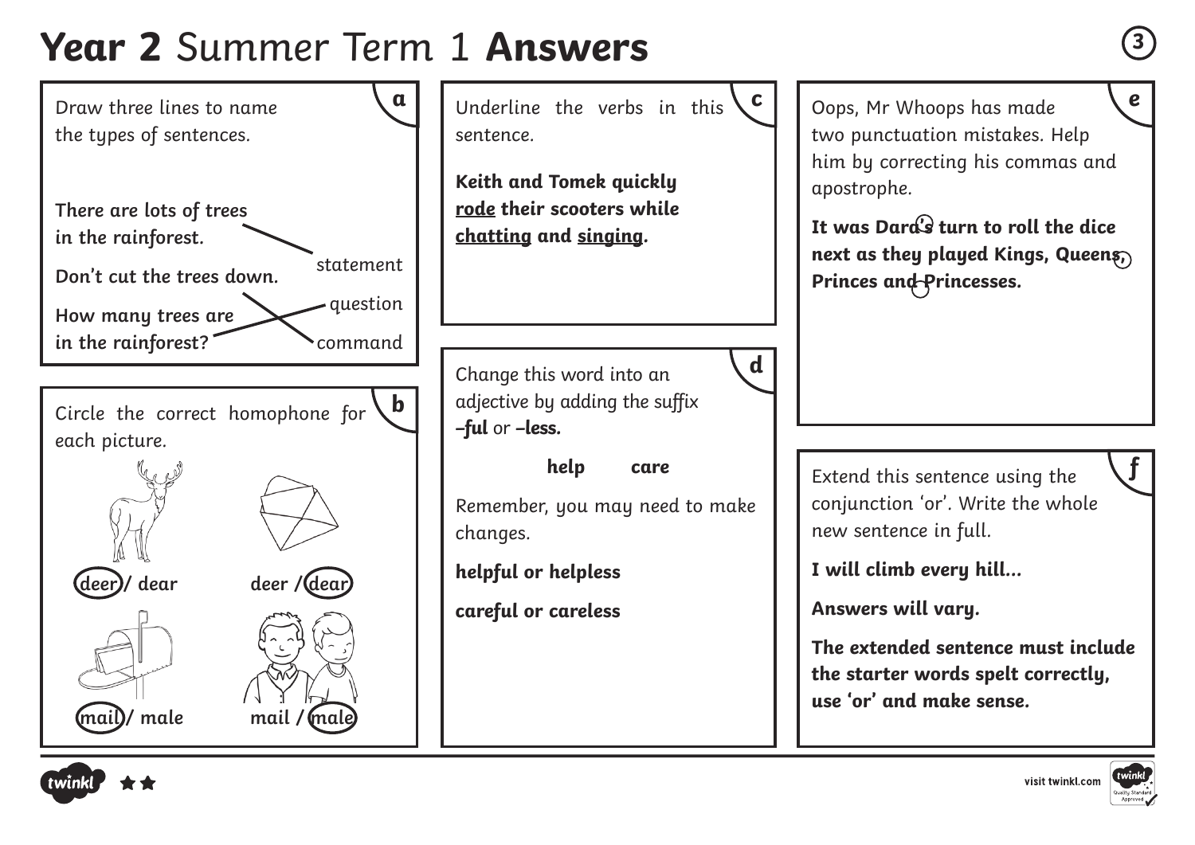# **Year 2** Summer Term 1 **Answers**

## a

Draw three lines to name the types of sentences.

**There are lots of trees in the rainforest.** — statement

**Don't cut the trees down.** — command

**How many trees are in the rainforest?** — question

## b

Circle the correct homophone for each picture.

**deer** / dear (circled: deer)

deer / **dear** (circled: dear)

**mail** / male (circled: mail)

mail / **male** (circled: male)

## c

Underline the verbs in this sentence.

**Keith and Tomek quickly <u>rode</u> their scooters while <u>chatting</u> and <u>singing</u>.**

## d

Change this word into an adjective by adding the suffix **–ful** or **–less.**

**help** **care**

Remember, you may need to make changes.

**helpful or helpless**

**careful or careless**

## e

Oops, Mr Whoops has made two punctuation mistakes. Help him by correcting his commas and apostrophe.

**It was Dara's turn to roll the dice next as they played Kings, Queens, Princes and Princesses.**

## f

Extend this sentence using the conjunction 'or'. Write the whole new sentence in full.

**I will climb every hill...**

**Answers will vary.**

**The extended sentence must include the starter words spelt correctly, use 'or' and make sense.**